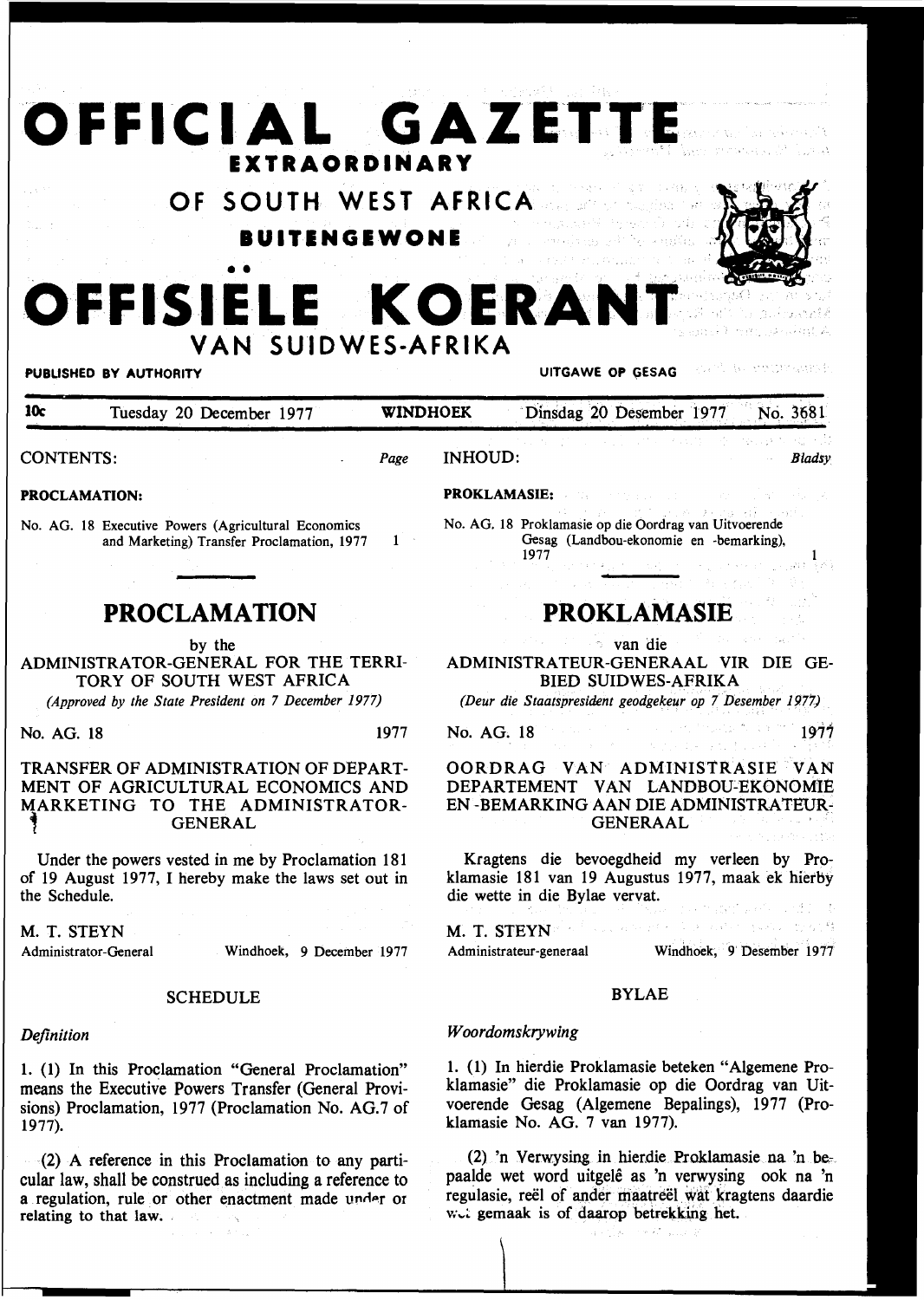# OFFICIAL GAZETTE

**EXTRAORDINARY**

## OF SOUTH WEST AFRICA

**BUITENGEWONE**

# OFFISIËLE KOERANT

## VAN SUIDWES-AFRIKA

**PUBLISHED BY AUTHORITY** — **UITGAWE OP GESAG**

10c — Tuesday 20 December 1977 — **WINDHOEK** — Dinsdag 20 Desember 1977 — No. 3681

CONTENTS: *Page*

**PROCLAMATION:**

No. AG. 18 Executive Powers (Agricultural Economics and Marketing) Transfer Proclamation, 1977 — 1

## PROCLAMATION

by the

ADMINISTRATOR-GENERAL FOR THE TERRITORY OF SOUTH WEST AFRICA

*(Approved by the State President on 7 December 1977)*

No. AG. 18 — 1977

### TRANSFER OF ADMINISTRATION OF DEPARTMENT OF AGRICULTURAL ECONOMICS AND MARKETING TO THE ADMINISTRATOR-GENERAL

Under the powers vested in me by Proclamation 181 of 19 August 1977, I hereby make the laws set out in the Schedule.

M. T. STEYN
Administrator-General — Windhoek, 9 December 1977

### SCHEDULE

*Definition*

1. (1) In this Proclamation "General Proclamation" means the Executive Powers Transfer (General Provisions) Proclamation, 1977 (Proclamation No. AG.7 of 1977).

(2) A reference in this Proclamation to any particular law, shall be construed as including a reference to a regulation, rule or other enactment made under or relating to that law.

INHOUD: *Bladsy*

**PROKLAMASIE:**

No. AG. 18 Proklamasie op die Oordrag van Uitvoerende Gesag (Landbou-ekonomie en -bemarking), 1977 — 1

## PROKLAMASIE

van die

ADMINISTRATEUR-GENERAAL VIR DIE GEBIED SUIDWES-AFRIKA

*(Deur die Staatspresident geodgekeur op 7 Desember 1977)*

No. AG. 18 — 1977

### OORDRAG VAN ADMINISTRASIE VAN DEPARTEMENT VAN LANDBOU-EKONOMIE EN -BEMARKING AAN DIE ADMINISTRATEUR-GENERAAL

Kragtens die bevoegdheid my verleen by Proklamasie 181 van 19 Augustus 1977, maak ek hierby die wette in die Bylae vervat.

M. T. STEYN
Administrateur-generaal — Windhoek, 9 Desember 1977

### BYLAE

*Woordomskrywing*

1. (1) In hierdie Proklamasie beteken "Algemene Proklamasie" die Proklamasie op die Oordrag van Uitvoerende Gesag (Algemene Bepalings), 1977 (Proklamasie No. AG. 7 van 1977).

(2) 'n Verwysing in hierdie Proklamasie na 'n bepaalde wet word uitgelê as 'n verwysing ook na 'n regulasie, reël of ander maatreël wat kragtens daardie wet gemaak is of daarop betrekking het.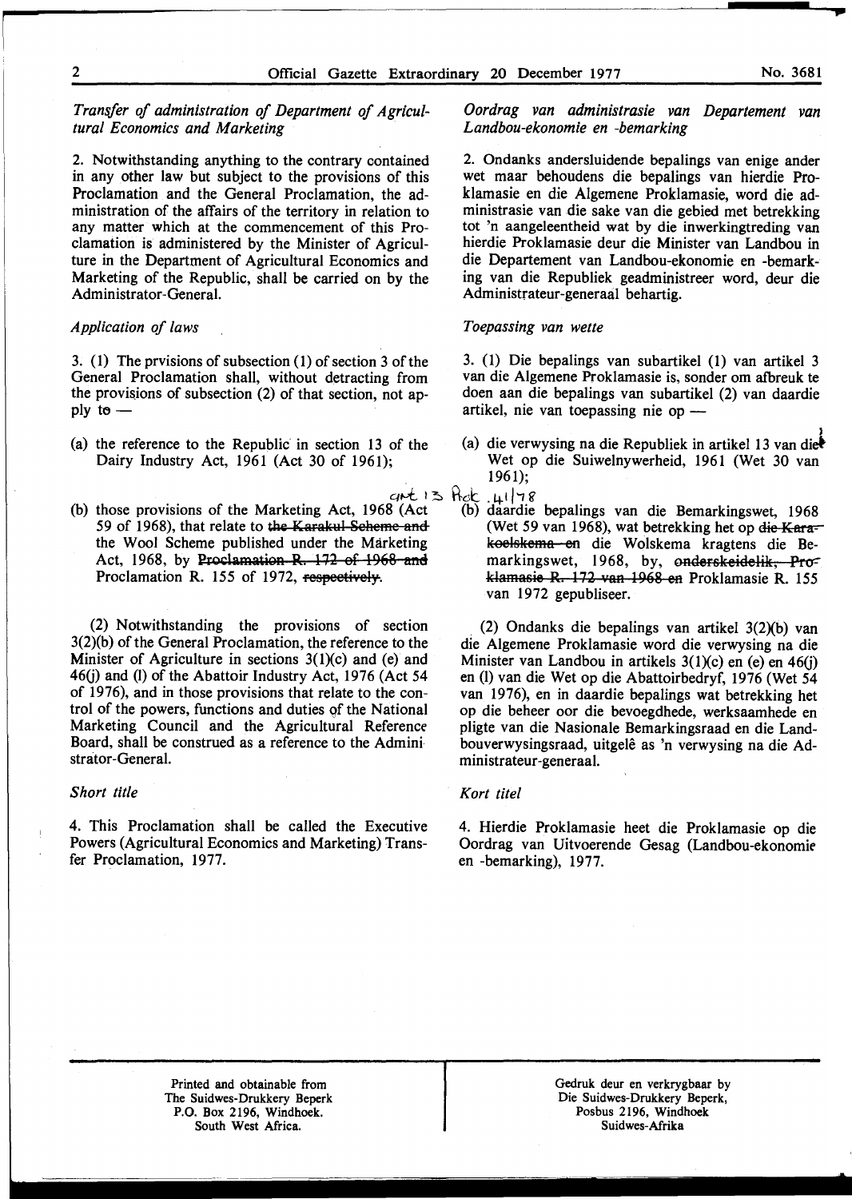*Transfer of administration of Department of Agricultural Economics and Marketing*

2. Notwithstanding anything to the contrary contained in any other law but subject to the provisions of this Proclamation and the General Proclamation, the administration of the affairs of the territory in relation to any matter which at the commencement of this Proclamation is administered by the Minister of Agriculture in the Department of Agricultural Economics and Marketing of the Republic, shall be carried on by the Administrator-General.

*Application of laws*

3. (1) The prvisions of subsection (1) of section 3 of the General Proclamation shall, without detracting from the provisions of subsection (2) of that section, not apply to —

(a) the reference to the Republic in section 13 of the Dairy Industry Act, 1961 (Act 30 of 1961);

(b) those provisions of the Marketing Act, 1968 (Act 59 of 1968), that relate to ~~the Karakul Scheme and~~ the Wool Scheme published under the Marketing Act, 1968, by ~~Proclamation R. 172 of 1968 and~~ Proclamation R. 155 of 1972, ~~respectively~~.

(2) Notwithstanding the provisions of section 3(2)(b) of the General Proclamation, the reference to the Minister of Agriculture in sections 3(1)(c) and (e) and 46(j) and (l) of the Abattoir Industry Act, 1976 (Act 54 of 1976), and in those provisions that relate to the control of the powers, functions and duties of the National Marketing Council and the Agricultural Reference Board, shall be construed as a reference to the Administrator-General.

*Short title*

4. This Proclamation shall be called the Executive Powers (Agricultural Economics and Marketing) Transfer Proclamation, 1977.

*Oordrag van administrasie van Departement van Landbou-ekonomie en -bemarking*

2. Ondanks andersluidende bepalings van enige ander wet maar behoudens die bepalings van hierdie Proklamasie en die Algemene Proklamasie, word die administrasie van die sake van die gebied met betrekking tot 'n aangeleentheid wat by die inwerkingtreding van hierdie Proklamasie deur die Minister van Landbou in die Departement van Landbou-ekonomie en -bemarking van die Republiek geadministreer word, deur die Administrateur-generaal behartig.

*Toepassing van wette*

3. (1) Die bepalings van subartikel (1) van artikel 3 van die Algemene Proklamasie is, sonder om afbreuk te doen aan die bepalings van subartikel (2) van daardie artikel, nie van toepassing nie op —

(a) die verwysing na die Republiek in artikel 13 van die Wet op die Suiwelnywerheid, 1961 (Wet 30 van 1961);

art 13 Akt. 41/78

(b) daardie bepalings van die Bemarkingswet, 1968 (Wet 59 van 1968), wat betrekking het op ~~die Karakoelskema en~~ die Wolskema kragtens die Bemarkingswet, 1968, by, ~~onderskeidelik, Proklamasie R. 172 van 1968 en~~ Proklamasie R. 155 van 1972 gepubliseer.

(2) Ondanks die bepalings van artikel 3(2)(b) van die Algemene Proklamasie word die verwysing na die Minister van Landbou in artikels 3(1)(c) en (e) en 46(j) en (l) van die Wet op die Abattoirbedryf, 1976 (Wet 54 van 1976), en in daardie bepalings wat betrekking het op die beheer oor die bevoegdhede, werksaamhede en pligte van die Nasionale Bemarkingsraad en die Landbouverwysingsraad, uitgelê as 'n verwysing na die Administrateur-generaal.

*Kort titel*

4. Hierdie Proklamasie heet die Proklamasie op die Oordrag van Uitvoerende Gesag (Landbou-ekonomie en -bemarking), 1977.

Printed and obtainable from
The Suidwes-Drukkery Beperk
P.O. Box 2196, Windhoek.
South West Africa.

Gedruk deur en verkrygbaar by
Die Suidwes-Drukkery Beperk,
Posbus 2196, Windhoek
Suidwes-Afrika